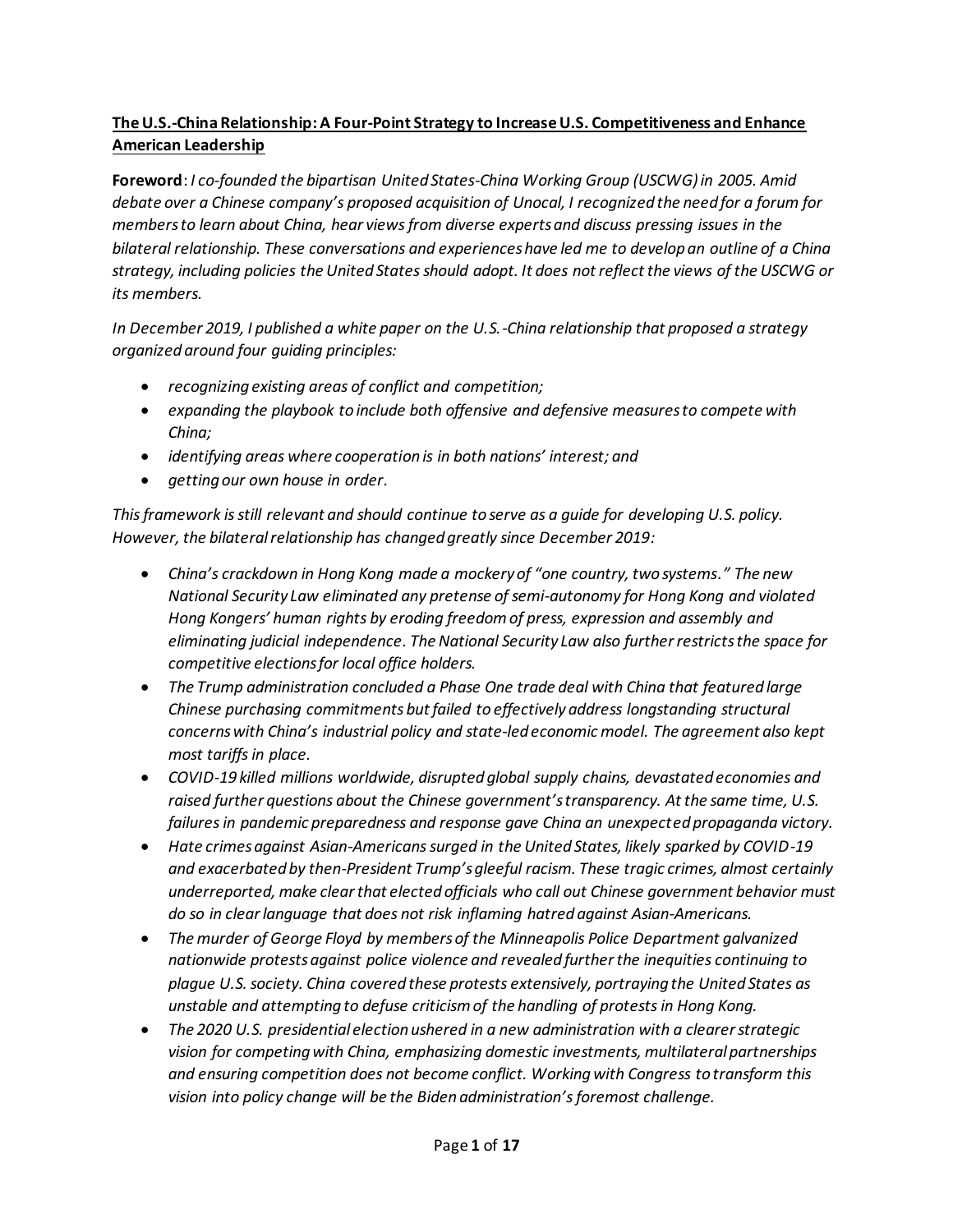**The U.S.-China Relationship: A Four-Point Strategy to Increase U.S. Competitiveness and Enhance American Leadership**

**Foreword**: *I co-founded the bipartisan United States-China Working Group (USCWG) in 2005. Amid debate over a Chinese company's proposed acquisition of Unocal, I recognized the need for a forum for members to learn about China, hear views from diverse experts and discuss pressing issues in the bilateral relationship. These conversations and experiences have led me to develop an outline of a China strategy, including policies the United States should adopt. It does not reflect the views of the USCWG or its members.*

*In December 2019, I published a white paper on the U.S.-China relationship that proposed a strategy organized around four guiding principles:*

- *recognizing existing areas of conflict and competition;*
- *expanding the playbook to include both offensive and defensive measures to compete with China;*
- *identifying areas where cooperation is in both nations' interest; and*
- *getting our own house in order.*

*This framework is still relevant and should continue to serve as a guide for developing U.S. policy. However, the bilateral relationship has changed greatly since December 2019:*

- *China's crackdown in Hong Kong made a mockery of "one country, two systems." The new National Security Law eliminated any pretense of semi-autonomy for Hong Kong and violated Hong Kongers' human rights by eroding freedom of press, expression and assembly and eliminating judicial independence. The National Security Law also further restricts the space for competitive elections for local office holders.*
- *The Trump administration concluded a Phase One trade deal with China that featured large Chinese purchasing commitments but failed to effectively address longstanding structural concerns with China's industrial policy and state-led economic model. The agreement also kept most tariffs in place.*
- *COVID-19 killed millions worldwide, disrupted global supply chains, devastated economies and raised further questions about the Chinese government's transparency. At the same time, U.S. failures in pandemic preparedness and response gave China an unexpected propaganda victory.*
- *Hate crimes against Asian-Americans surged in the United States, likely sparked by COVID-19 and exacerbated by then-President Trump's gleeful racism. These tragic crimes, almost certainly underreported, make clear that elected officials who call out Chinese government behavior must do so in clear language that does not risk inflaming hatred against Asian-Americans.*
- *The murder of George Floyd by members of the Minneapolis Police Department galvanized nationwide protests against police violence and revealed further the inequities continuing to plague U.S. society. China covered these protests extensively, portraying the United States as unstable and attempting to defuse criticism of the handling of protests in Hong Kong.*
- *The 2020 U.S. presidential election ushered in a new administration with a clearer strategic vision for competing with China, emphasizing domestic investments, multilateral partnerships and ensuring competition does not become conflict. Working with Congress to transform this vision into policy change will be the Biden administration's foremost challenge.*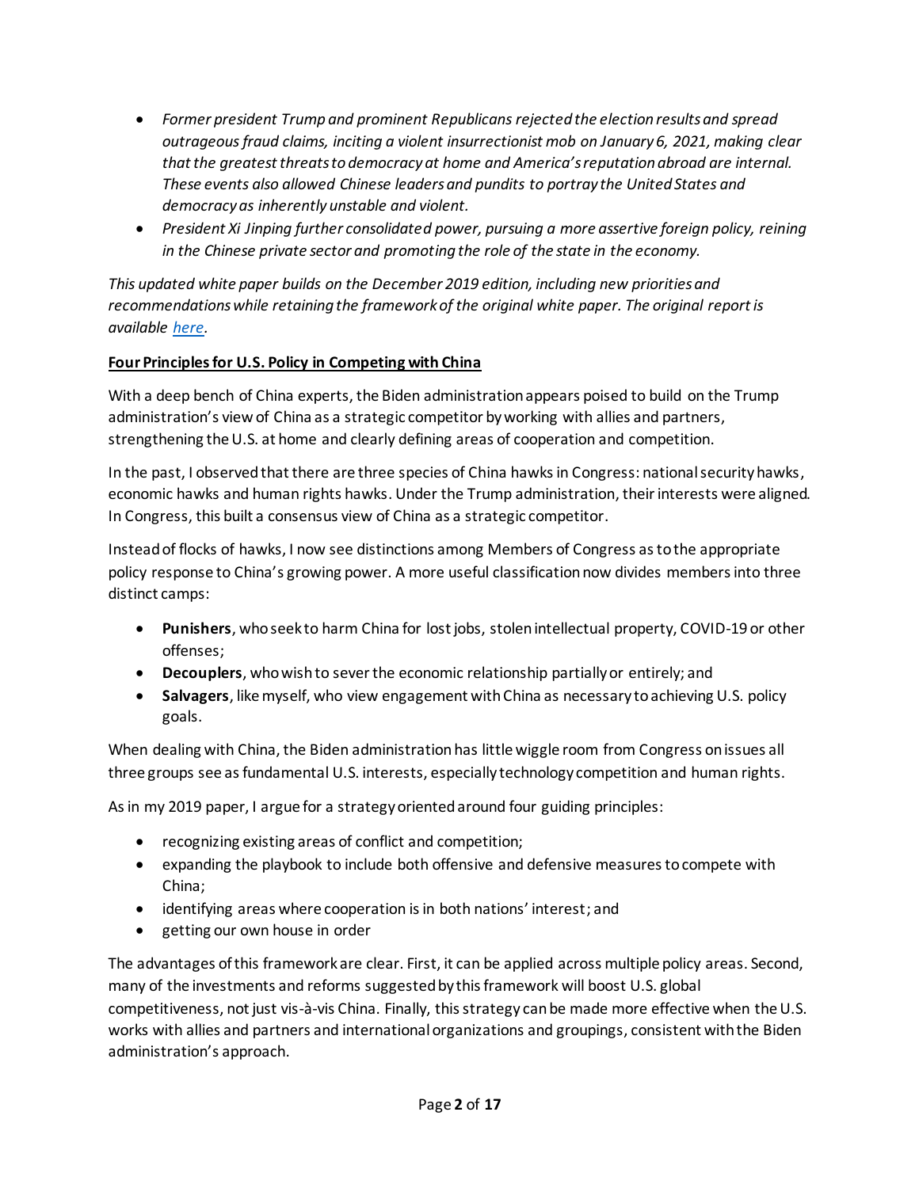- *Former president Trump and prominent Republicans rejected the election results and spread outrageous fraud claims, inciting a violent insurrectionist mob on January 6, 2021, making clear that the greatest threats to democracy at home and America's reputation abroad are internal. These events also allowed Chinese leaders and pundits to portray the United States and democracy as inherently unstable and violent.*
- *President Xi Jinping further consolidated power, pursuing a more assertive foreign policy, reining in the Chinese private sector and promoting the role of the state in the economy.*

*This updated white paper builds on the December 2019 edition, including new priorities and recommendations while retaining the framework of the original white paper. The original report is available [here](#).*

**Four Principles for U.S. Policy in Competing with China**

With a deep bench of China experts, the Biden administration appears poised to build on the Trump administration's view of China as a strategic competitor by working with allies and partners, strengthening the U.S. at home and clearly defining areas of cooperation and competition.

In the past, I observed that there are three species of China hawks in Congress: national security hawks, economic hawks and human rights hawks. Under the Trump administration, their interests were aligned. In Congress, this built a consensus view of China as a strategic competitor.

Instead of flocks of hawks, I now see distinctions among Members of Congress as to the appropriate policy response to China's growing power. A more useful classification now divides members into three distinct camps:

- **Punishers**, who seek to harm China for lost jobs, stolen intellectual property, COVID-19 or other offenses;
- **Decouplers**, who wish to sever the economic relationship partially or entirely; and
- **Salvagers**, like myself, who view engagement with China as necessary to achieving U.S. policy goals.

When dealing with China, the Biden administration has little wiggle room from Congress on issues all three groups see as fundamental U.S. interests, especially technology competition and human rights.

As in my 2019 paper, I argue for a strategy oriented around four guiding principles:

- recognizing existing areas of conflict and competition;
- expanding the playbook to include both offensive and defensive measures to compete with China;
- identifying areas where cooperation is in both nations' interest; and
- getting our own house in order

The advantages of this framework are clear. First, it can be applied across multiple policy areas. Second, many of the investments and reforms suggested by this framework will boost U.S. global competitiveness, not just vis-à-vis China. Finally, this strategy can be made more effective when the U.S. works with allies and partners and international organizations and groupings, consistent with the Biden administration's approach.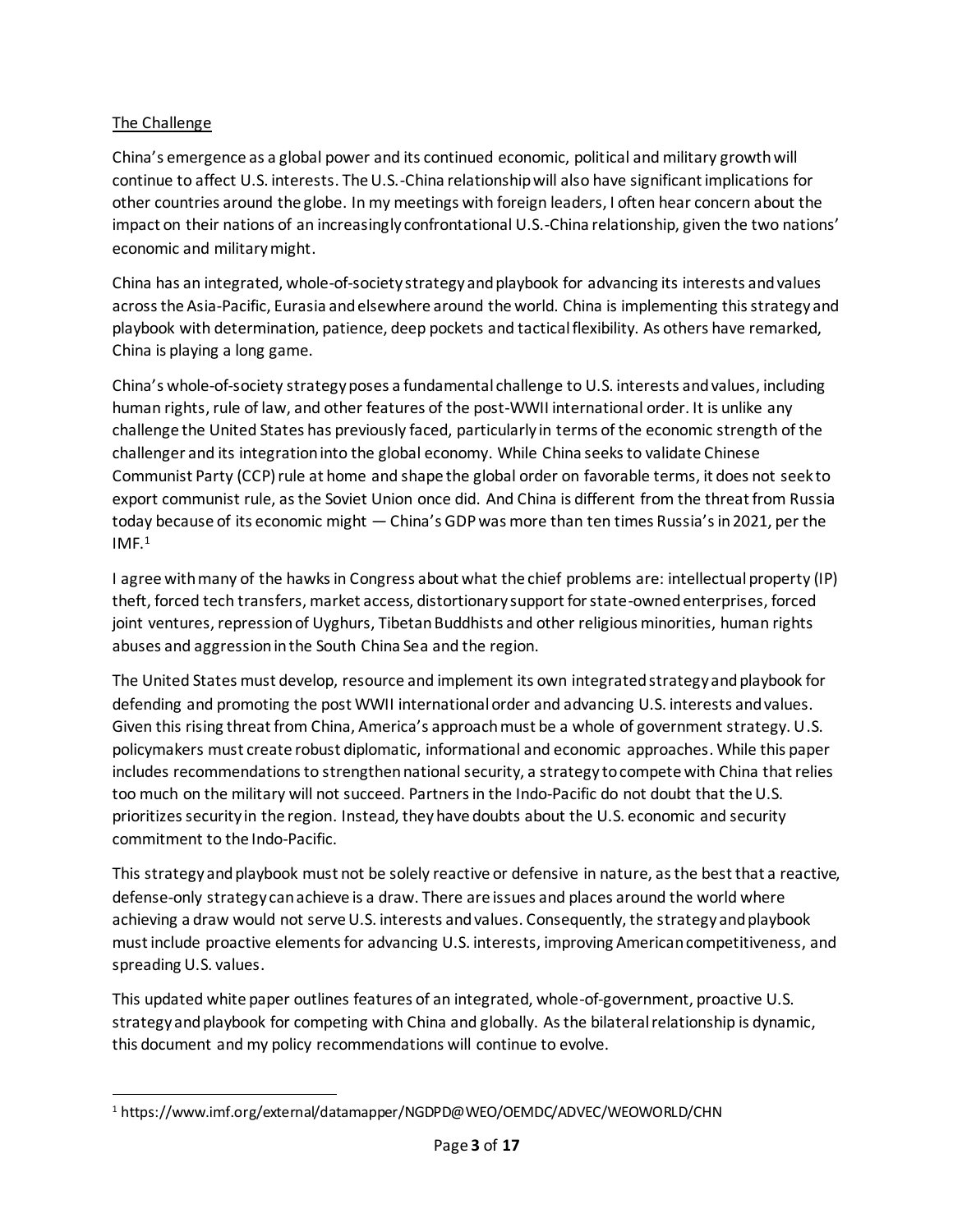## The Challenge

China's emergence as a global power and its continued economic, political and military growth will continue to affect U.S. interests. The U.S.-China relationship will also have significant implications for other countries around the globe. In my meetings with foreign leaders, I often hear concern about the impact on their nations of an increasingly confrontational U.S.-China relationship, given the two nations' economic and military might.

China has an integrated, whole-of-society strategy and playbook for advancing its interests and values across the Asia-Pacific, Eurasia and elsewhere around the world. China is implementing this strategy and playbook with determination, patience, deep pockets and tactical flexibility. As others have remarked, China is playing a long game.

China's whole-of-society strategy poses a fundamental challenge to U.S. interests and values, including human rights, rule of law, and other features of the post-WWII international order. It is unlike any challenge the United States has previously faced, particularly in terms of the economic strength of the challenger and its integration into the global economy. While China seeks to validate Chinese Communist Party (CCP) rule at home and shape the global order on favorable terms, it does not seek to export communist rule, as the Soviet Union once did. And China is different from the threat from Russia today because of its economic might — China's GDP was more than ten times Russia's in 2021, per the IMF.[1]

I agree with many of the hawks in Congress about what the chief problems are: intellectual property (IP) theft, forced tech transfers, market access, distortionary support for state-owned enterprises, forced joint ventures, repression of Uyghurs, Tibetan Buddhists and other religious minorities, human rights abuses and aggression in the South China Sea and the region.

The United States must develop, resource and implement its own integrated strategy and playbook for defending and promoting the post WWII international order and advancing U.S. interests and values. Given this rising threat from China, America's approach must be a whole of government strategy. U.S. policymakers must create robust diplomatic, informational and economic approaches. While this paper includes recommendations to strengthen national security, a strategy to compete with China that relies too much on the military will not succeed. Partners in the Indo-Pacific do not doubt that the U.S. prioritizes security in the region. Instead, they have doubts about the U.S. economic and security commitment to the Indo-Pacific.

This strategy and playbook must not be solely reactive or defensive in nature, as the best that a reactive, defense-only strategy can achieve is a draw. There are issues and places around the world where achieving a draw would not serve U.S. interests and values. Consequently, the strategy and playbook must include proactive elements for advancing U.S. interests, improving American competitiveness, and spreading U.S. values.

This updated white paper outlines features of an integrated, whole-of-government, proactive U.S. strategy and playbook for competing with China and globally. As the bilateral relationship is dynamic, this document and my policy recommendations will continue to evolve.

---

[1] https://www.imf.org/external/datamapper/NGDPD@WEO/OEMDC/ADVEC/WEOWORLD/CHN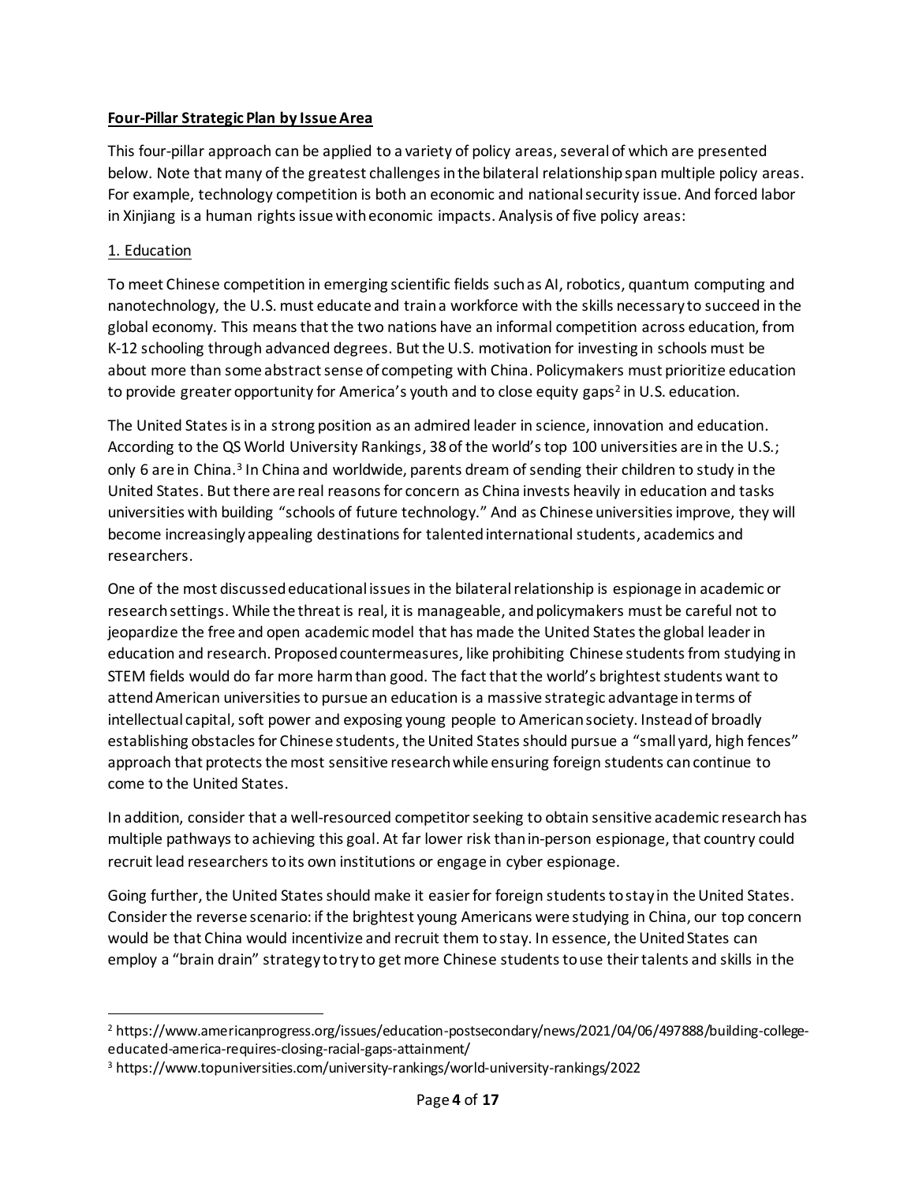**Four-Pillar Strategic Plan by Issue Area**

This four-pillar approach can be applied to a variety of policy areas, several of which are presented below. Note that many of the greatest challenges in the bilateral relationship span multiple policy areas. For example, technology competition is both an economic and national security issue. And forced labor in Xinjiang is a human rights issue with economic impacts. Analysis of five policy areas:

1. Education

To meet Chinese competition in emerging scientific fields such as AI, robotics, quantum computing and nanotechnology, the U.S. must educate and train a workforce with the skills necessary to succeed in the global economy. This means that the two nations have an informal competition across education, from K-12 schooling through advanced degrees. But the U.S. motivation for investing in schools must be about more than some abstract sense of competing with China. Policymakers must prioritize education to provide greater opportunity for America's youth and to close equity gaps[2] in U.S. education.

The United States is in a strong position as an admired leader in science, innovation and education. According to the QS World University Rankings, 38 of the world's top 100 universities are in the U.S.; only 6 are in China.[3] In China and worldwide, parents dream of sending their children to study in the United States. But there are real reasons for concern as China invests heavily in education and tasks universities with building "schools of future technology." And as Chinese universities improve, they will become increasingly appealing destinations for talented international students, academics and researchers.

One of the most discussed educational issues in the bilateral relationship is espionage in academic or research settings. While the threat is real, it is manageable, and policymakers must be careful not to jeopardize the free and open academic model that has made the United States the global leader in education and research. Proposed countermeasures, like prohibiting Chinese students from studying in STEM fields would do far more harm than good. The fact that the world's brightest students want to attend American universities to pursue an education is a massive strategic advantage in terms of intellectual capital, soft power and exposing young people to American society. Instead of broadly establishing obstacles for Chinese students, the United States should pursue a "small yard, high fences" approach that protects the most sensitive research while ensuring foreign students can continue to come to the United States.

In addition, consider that a well-resourced competitor seeking to obtain sensitive academic research has multiple pathways to achieving this goal. At far lower risk than in-person espionage, that country could recruit lead researchers to its own institutions or engage in cyber espionage.

Going further, the United States should make it easier for foreign students to stay in the United States. Consider the reverse scenario: if the brightest young Americans were studying in China, our top concern would be that China would incentivize and recruit them to stay. In essence, the United States can employ a "brain drain" strategy to try to get more Chinese students to use their talents and skills in the

---

[2] https://www.americanprogress.org/issues/education-postsecondary/news/2021/04/06/497888/building-college-educated-america-requires-closing-racial-gaps-attainment/

[3] https://www.topuniversities.com/university-rankings/world-university-rankings/2022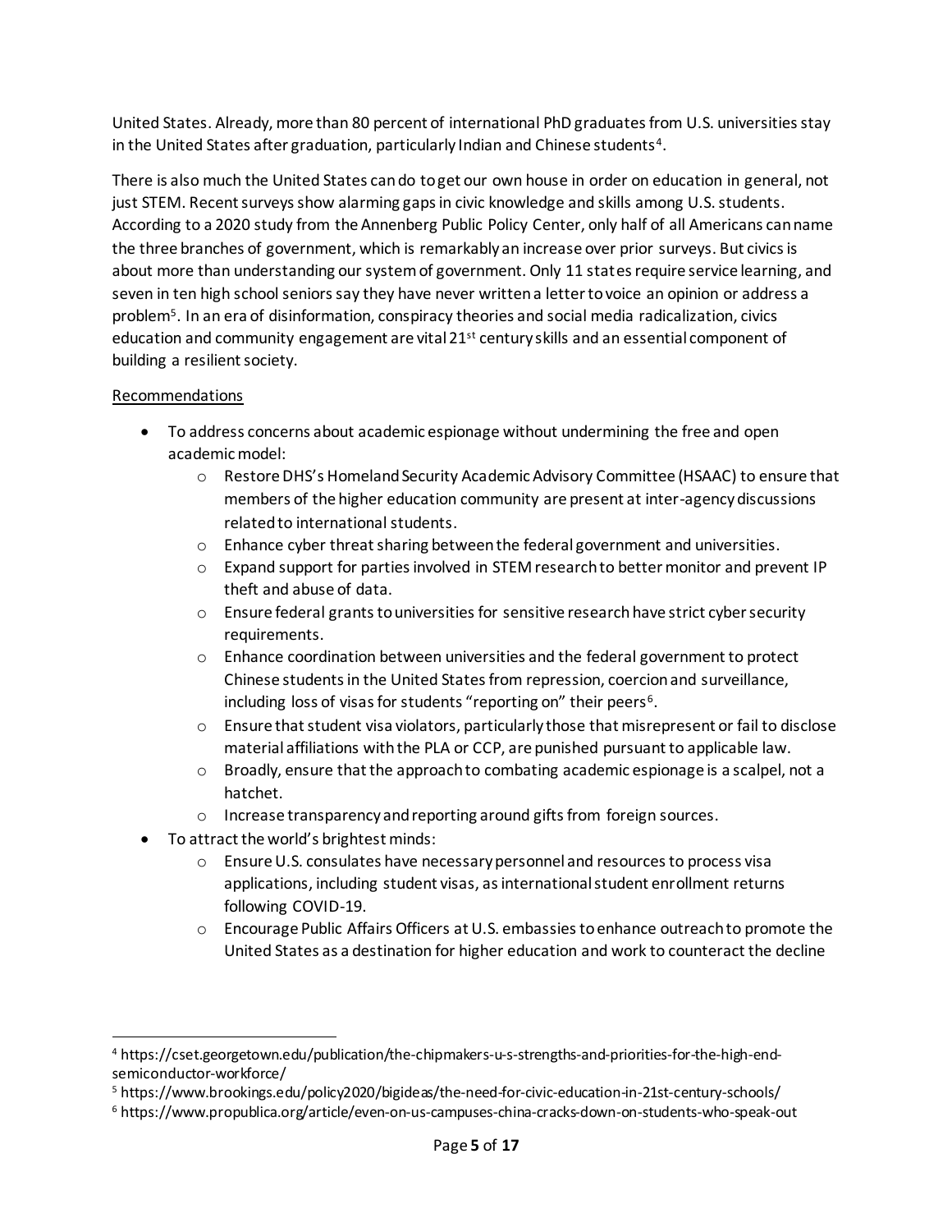United States. Already, more than 80 percent of international PhD graduates from U.S. universities stay in the United States after graduation, particularly Indian and Chinese students[4].

There is also much the United States can do to get our own house in order on education in general, not just STEM. Recent surveys show alarming gaps in civic knowledge and skills among U.S. students. According to a 2020 study from the Annenberg Public Policy Center, only half of all Americans can name the three branches of government, which is remarkably an increase over prior surveys. But civics is about more than understanding our system of government. Only 11 states require service learning, and seven in ten high school seniors say they have never written a letter to voice an opinion or address a problem[5]. In an era of disinformation, conspiracy theories and social media radicalization, civics education and community engagement are vital 21st century skills and an essential component of building a resilient society.

<u>Recommendations</u>

- To address concerns about academic espionage without undermining the free and open academic model:
  - Restore DHS's Homeland Security Academic Advisory Committee (HSAAC) to ensure that members of the higher education community are present at inter-agency discussions related to international students.
  - Enhance cyber threat sharing between the federal government and universities.
  - Expand support for parties involved in STEM research to better monitor and prevent IP theft and abuse of data.
  - Ensure federal grants to universities for sensitive research have strict cyber security requirements.
  - Enhance coordination between universities and the federal government to protect Chinese students in the United States from repression, coercion and surveillance, including loss of visas for students "reporting on" their peers[6].
  - Ensure that student visa violators, particularly those that misrepresent or fail to disclose material affiliations with the PLA or CCP, are punished pursuant to applicable law.
  - Broadly, ensure that the approach to combating academic espionage is a scalpel, not a hatchet.
  - Increase transparency and reporting around gifts from foreign sources.
- To attract the world's brightest minds:
  - Ensure U.S. consulates have necessary personnel and resources to process visa applications, including student visas, as international student enrollment returns following COVID-19.
  - Encourage Public Affairs Officers at U.S. embassies to enhance outreach to promote the United States as a destination for higher education and work to counteract the decline

---

[4] https://cset.georgetown.edu/publication/the-chipmakers-u-s-strengths-and-priorities-for-the-high-end-semiconductor-workforce/

[5] https://www.brookings.edu/policy2020/bigideas/the-need-for-civic-education-in-21st-century-schools/

[6] https://www.propublica.org/article/even-on-us-campuses-china-cracks-down-on-students-who-speak-out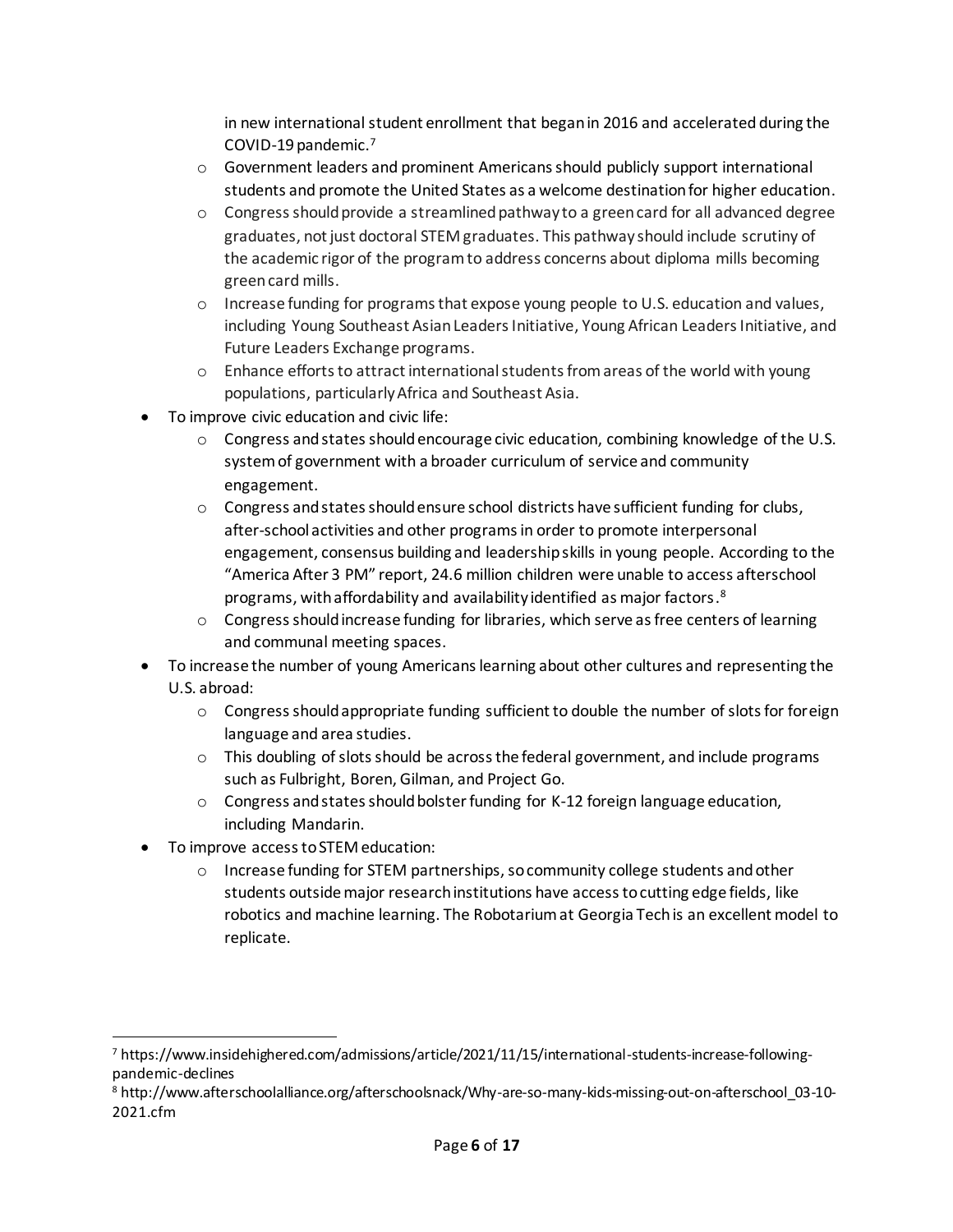- in new international student enrollment that began in 2016 and accelerated during the COVID-19 pandemic.[7]
  - Government leaders and prominent Americans should publicly support international students and promote the United States as a welcome destination for higher education.
  - Congress should provide a streamlined pathway to a green card for all advanced degree graduates, not just doctoral STEM graduates. This pathway should include scrutiny of the academic rigor of the program to address concerns about diploma mills becoming green card mills.
  - Increase funding for programs that expose young people to U.S. education and values, including Young Southeast Asian Leaders Initiative, Young African Leaders Initiative, and Future Leaders Exchange programs.
  - Enhance efforts to attract international students from areas of the world with young populations, particularly Africa and Southeast Asia.
- To improve civic education and civic life:
  - Congress and states should encourage civic education, combining knowledge of the U.S. system of government with a broader curriculum of service and community engagement.
  - Congress and states should ensure school districts have sufficient funding for clubs, after-school activities and other programs in order to promote interpersonal engagement, consensus building and leadership skills in young people. According to the "America After 3 PM" report, 24.6 million children were unable to access afterschool programs, with affordability and availability identified as major factors.[8]
  - Congress should increase funding for libraries, which serve as free centers of learning and communal meeting spaces.
- To increase the number of young Americans learning about other cultures and representing the U.S. abroad:
  - Congress should appropriate funding sufficient to double the number of slots for foreign language and area studies.
  - This doubling of slots should be across the federal government, and include programs such as Fulbright, Boren, Gilman, and Project Go.
  - Congress and states should bolster funding for K-12 foreign language education, including Mandarin.
- To improve access to STEM education:
  - Increase funding for STEM partnerships, so community college students and other students outside major research institutions have access to cutting edge fields, like robotics and machine learning. The Robotarium at Georgia Tech is an excellent model to replicate.

---

[7] https://www.insidehighered.com/admissions/article/2021/11/15/international-students-increase-following-pandemic-declines

[8] http://www.afterschoolalliance.org/afterschoolsnack/Why-are-so-many-kids-missing-out-on-afterschool_03-10-2021.cfm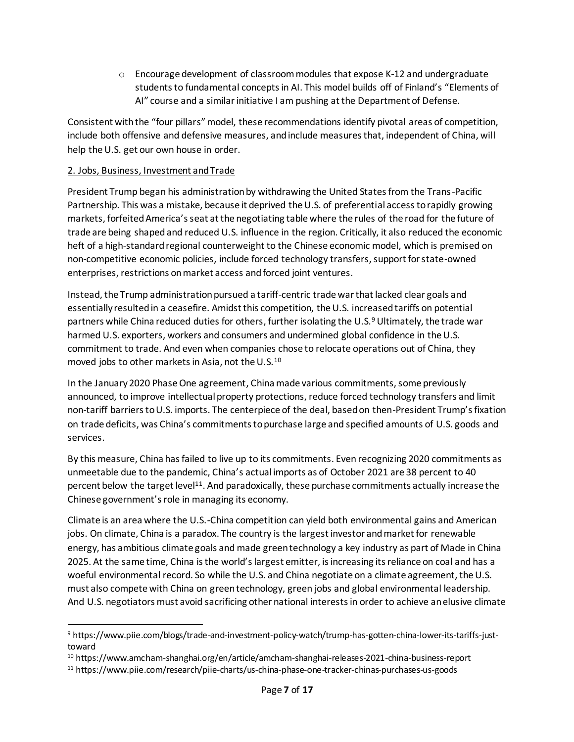- Encourage development of classroom modules that expose K-12 and undergraduate students to fundamental concepts in AI. This model builds off of Finland's "Elements of AI" course and a similar initiative I am pushing at the Department of Defense.

Consistent with the "four pillars" model, these recommendations identify pivotal areas of competition, include both offensive and defensive measures, and include measures that, independent of China, will help the U.S. get our own house in order.

## 2. Jobs, Business, Investment and Trade

President Trump began his administration by withdrawing the United States from the Trans-Pacific Partnership. This was a mistake, because it deprived the U.S. of preferential access to rapidly growing markets, forfeited America's seat at the negotiating table where the rules of the road for the future of trade are being shaped and reduced U.S. influence in the region. Critically, it also reduced the economic heft of a high-standard regional counterweight to the Chinese economic model, which is premised on non-competitive economic policies, include forced technology transfers, support for state-owned enterprises, restrictions on market access and forced joint ventures.

Instead, the Trump administration pursued a tariff-centric trade war that lacked clear goals and essentially resulted in a ceasefire. Amidst this competition, the U.S. increased tariffs on potential partners while China reduced duties for others, further isolating the U.S.[9] Ultimately, the trade war harmed U.S. exporters, workers and consumers and undermined global confidence in the U.S. commitment to trade. And even when companies chose to relocate operations out of China, they moved jobs to other markets in Asia, not the U.S.[10]

In the January 2020 Phase One agreement, China made various commitments, some previously announced, to improve intellectual property protections, reduce forced technology transfers and limit non-tariff barriers to U.S. imports. The centerpiece of the deal, based on then-President Trump's fixation on trade deficits, was China's commitments to purchase large and specified amounts of U.S. goods and services.

By this measure, China has failed to live up to its commitments. Even recognizing 2020 commitments as unmeetable due to the pandemic, China's actual imports as of October 2021 are 38 percent to 40 percent below the target level[11]. And paradoxically, these purchase commitments actually increase the Chinese government's role in managing its economy.

Climate is an area where the U.S.-China competition can yield both environmental gains and American jobs. On climate, China is a paradox. The country is the largest investor and market for renewable energy, has ambitious climate goals and made green technology a key industry as part of Made in China 2025. At the same time, China is the world's largest emitter, is increasing its reliance on coal and has a woeful environmental record. So while the U.S. and China negotiate on a climate agreement, the U.S. must also compete with China on green technology, green jobs and global environmental leadership. And U.S. negotiators must avoid sacrificing other national interests in order to achieve an elusive climate

---

[9] https://www.piie.com/blogs/trade-and-investment-policy-watch/trump-has-gotten-china-lower-its-tariffs-just-toward

[10] https://www.amcham-shanghai.org/en/article/amcham-shanghai-releases-2021-china-business-report

[11] https://www.piie.com/research/piie-charts/us-china-phase-one-tracker-chinas-purchases-us-goods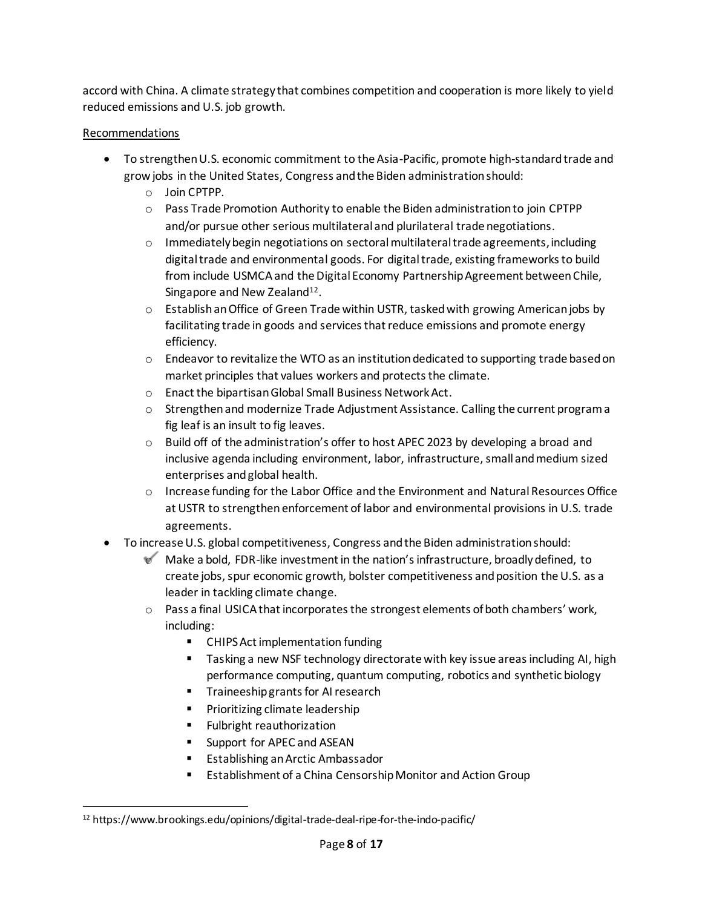accord with China. A climate strategy that combines competition and cooperation is more likely to yield reduced emissions and U.S. job growth.

Recommendations

- To strengthen U.S. economic commitment to the Asia-Pacific, promote high-standard trade and grow jobs in the United States, Congress and the Biden administration should:
  - Join CPTPP.
  - Pass Trade Promotion Authority to enable the Biden administration to join CPTPP and/or pursue other serious multilateral and plurilateral trade negotiations.
  - Immediately begin negotiations on sectoral multilateral trade agreements, including digital trade and environmental goods. For digital trade, existing frameworks to build from include USMCA and the Digital Economy Partnership Agreement between Chile, Singapore and New Zealand[12].
  - Establish an Office of Green Trade within USTR, tasked with growing American jobs by facilitating trade in goods and services that reduce emissions and promote energy efficiency.
  - Endeavor to revitalize the WTO as an institution dedicated to supporting trade based on market principles that values workers and protects the climate.
  - Enact the bipartisan Global Small Business Network Act.
  - Strengthen and modernize Trade Adjustment Assistance. Calling the current program a fig leaf is an insult to fig leaves.
  - Build off of the administration's offer to host APEC 2023 by developing a broad and inclusive agenda including environment, labor, infrastructure, small and medium sized enterprises and global health.
  - Increase funding for the Labor Office and the Environment and Natural Resources Office at USTR to strengthen enforcement of labor and environmental provisions in U.S. trade agreements.
- To increase U.S. global competitiveness, Congress and the Biden administration should:
  - ✔ Make a bold, FDR-like investment in the nation's infrastructure, broadly defined, to create jobs, spur economic growth, bolster competitiveness and position the U.S. as a leader in tackling climate change.
  - Pass a final USICA that incorporates the strongest elements of both chambers' work, including:
    - CHIPS Act implementation funding
    - Tasking a new NSF technology directorate with key issue areas including AI, high performance computing, quantum computing, robotics and synthetic biology
    - Traineeship grants for AI research
    - Prioritizing climate leadership
    - Fulbright reauthorization
    - Support for APEC and ASEAN
    - Establishing an Arctic Ambassador
    - Establishment of a China Censorship Monitor and Action Group

[12] https://www.brookings.edu/opinions/digital-trade-deal-ripe-for-the-indo-pacific/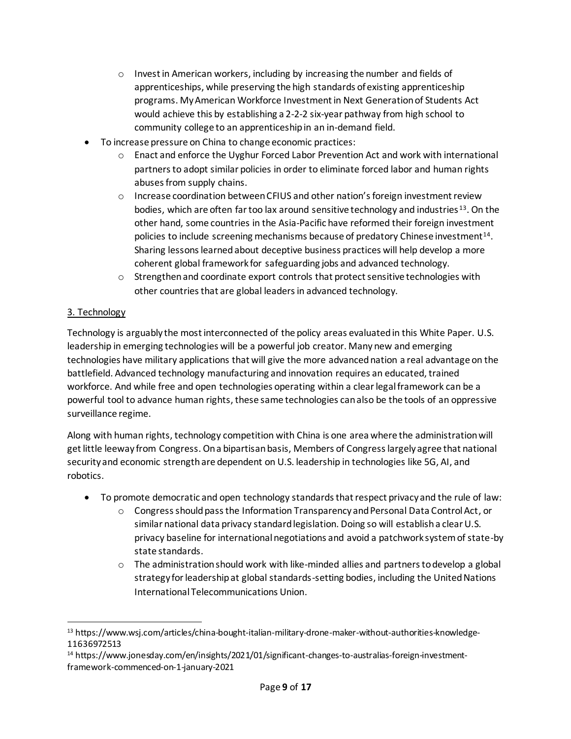- Invest in American workers, including by increasing the number and fields of apprenticeships, while preserving the high standards of existing apprenticeship programs. My American Workforce Investment in Next Generation of Students Act would achieve this by establishing a 2-2-2 six-year pathway from high school to community college to an apprenticeship in an in-demand field.
- To increase pressure on China to change economic practices:
  - Enact and enforce the Uyghur Forced Labor Prevention Act and work with international partners to adopt similar policies in order to eliminate forced labor and human rights abuses from supply chains.
  - Increase coordination between CFIUS and other nation's foreign investment review bodies, which are often far too lax around sensitive technology and industries[13]. On the other hand, some countries in the Asia-Pacific have reformed their foreign investment policies to include screening mechanisms because of predatory Chinese investment[14]. Sharing lessons learned about deceptive business practices will help develop a more coherent global framework for safeguarding jobs and advanced technology.
  - Strengthen and coordinate export controls that protect sensitive technologies with other countries that are global leaders in advanced technology.

<u>3. Technology</u>

Technology is arguably the most interconnected of the policy areas evaluated in this White Paper. U.S. leadership in emerging technologies will be a powerful job creator. Many new and emerging technologies have military applications that will give the more advanced nation a real advantage on the battlefield. Advanced technology manufacturing and innovation requires an educated, trained workforce. And while free and open technologies operating within a clear legal framework can be a powerful tool to advance human rights, these same technologies can also be the tools of an oppressive surveillance regime.

Along with human rights, technology competition with China is one area where the administration will get little leeway from Congress. On a bipartisan basis, Members of Congress largely agree that national security and economic strength are dependent on U.S. leadership in technologies like 5G, AI, and robotics.

- To promote democratic and open technology standards that respect privacy and the rule of law:
  - Congress should pass the Information Transparency and Personal Data Control Act, or similar national data privacy standard legislation. Doing so will establish a clear U.S. privacy baseline for international negotiations and avoid a patchwork system of state-by state standards.
  - The administration should work with like-minded allies and partners to develop a global strategy for leadership at global standards-setting bodies, including the United Nations International Telecommunications Union.

---

[13] https://www.wsj.com/articles/china-bought-italian-military-drone-maker-without-authorities-knowledge-11636972513

[14] https://www.jonesday.com/en/insights/2021/01/significant-changes-to-australias-foreign-investment-framework-commenced-on-1-january-2021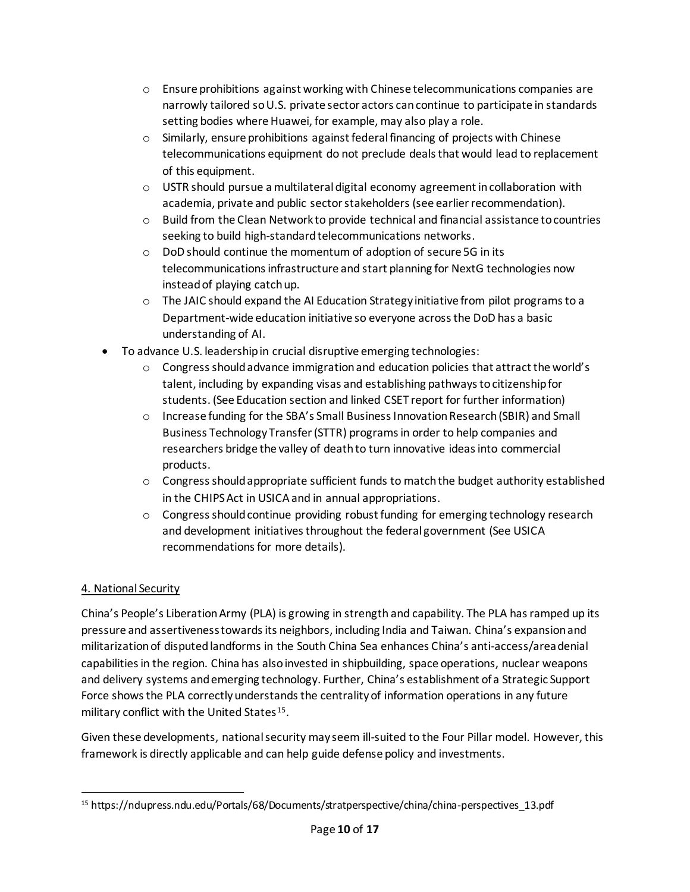- Ensure prohibitions against working with Chinese telecommunications companies are narrowly tailored so U.S. private sector actors can continue to participate in standards setting bodies where Huawei, for example, may also play a role.
  - Similarly, ensure prohibitions against federal financing of projects with Chinese telecommunications equipment do not preclude deals that would lead to replacement of this equipment.
  - USTR should pursue a multilateral digital economy agreement in collaboration with academia, private and public sector stakeholders (see earlier recommendation).
  - Build from the Clean Network to provide technical and financial assistance to countries seeking to build high-standard telecommunications networks.
  - DoD should continue the momentum of adoption of secure 5G in its telecommunications infrastructure and start planning for NextG technologies now instead of playing catch up.
  - The JAIC should expand the AI Education Strategy initiative from pilot programs to a Department-wide education initiative so everyone across the DoD has a basic understanding of AI.
- To advance U.S. leadership in crucial disruptive emerging technologies:
  - Congress should advance immigration and education policies that attract the world's talent, including by expanding visas and establishing pathways to citizenship for students. (See Education section and linked CSET report for further information)
  - Increase funding for the SBA's Small Business Innovation Research (SBIR) and Small Business Technology Transfer (STTR) programs in order to help companies and researchers bridge the valley of death to turn innovative ideas into commercial products.
  - Congress should appropriate sufficient funds to match the budget authority established in the CHIPS Act in USICA and in annual appropriations.
  - Congress should continue providing robust funding for emerging technology research and development initiatives throughout the federal government (See USICA recommendations for more details).

## 4. National Security

China's People's Liberation Army (PLA) is growing in strength and capability. The PLA has ramped up its pressure and assertiveness towards its neighbors, including India and Taiwan. China's expansion and militarization of disputed landforms in the South China Sea enhances China's anti-access/area denial capabilities in the region. China has also invested in shipbuilding, space operations, nuclear weapons and delivery systems and emerging technology. Further, China's establishment of a Strategic Support Force shows the PLA correctly understands the centrality of information operations in any future military conflict with the United States[15].

Given these developments, national security may seem ill-suited to the Four Pillar model. However, this framework is directly applicable and can help guide defense policy and investments.

[15] https://ndupress.ndu.edu/Portals/68/Documents/stratperspective/china/china-perspectives_13.pdf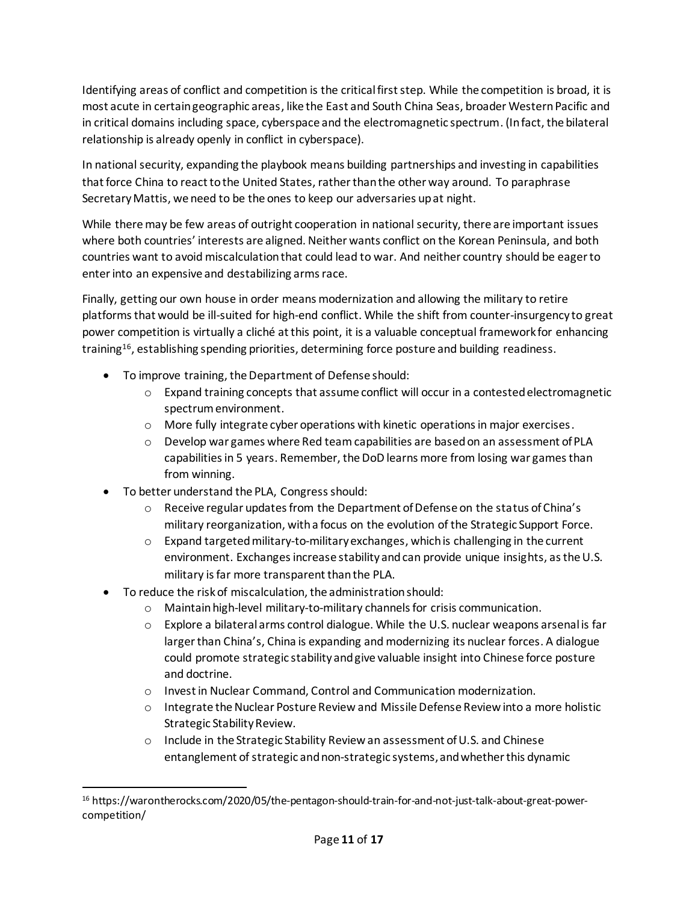Identifying areas of conflict and competition is the critical first step. While the competition is broad, it is most acute in certain geographic areas, like the East and South China Seas, broader Western Pacific and in critical domains including space, cyberspace and the electromagnetic spectrum. (In fact, the bilateral relationship is already openly in conflict in cyberspace).

In national security, expanding the playbook means building partnerships and investing in capabilities that force China to react to the United States, rather than the other way around. To paraphrase Secretary Mattis, we need to be the ones to keep our adversaries up at night.

While there may be few areas of outright cooperation in national security, there are important issues where both countries' interests are aligned. Neither wants conflict on the Korean Peninsula, and both countries want to avoid miscalculation that could lead to war. And neither country should be eager to enter into an expensive and destabilizing arms race.

Finally, getting our own house in order means modernization and allowing the military to retire platforms that would be ill-suited for high-end conflict. While the shift from counter-insurgency to great power competition is virtually a cliché at this point, it is a valuable conceptual framework for enhancing training[16], establishing spending priorities, determining force posture and building readiness.

- To improve training, the Department of Defense should:
  - Expand training concepts that assume conflict will occur in a contested electromagnetic spectrum environment.
  - More fully integrate cyber operations with kinetic operations in major exercises.
  - Develop war games where Red team capabilities are based on an assessment of PLA capabilities in 5 years. Remember, the DoD learns more from losing war games than from winning.
- To better understand the PLA, Congress should:
  - Receive regular updates from the Department of Defense on the status of China's military reorganization, with a focus on the evolution of the Strategic Support Force.
  - Expand targeted military-to-military exchanges, which is challenging in the current environment. Exchanges increase stability and can provide unique insights, as the U.S. military is far more transparent than the PLA.
- To reduce the risk of miscalculation, the administration should:
  - Maintain high-level military-to-military channels for crisis communication.
  - Explore a bilateral arms control dialogue. While the U.S. nuclear weapons arsenal is far larger than China's, China is expanding and modernizing its nuclear forces. A dialogue could promote strategic stability and give valuable insight into Chinese force posture and doctrine.
  - Invest in Nuclear Command, Control and Communication modernization.
  - Integrate the Nuclear Posture Review and Missile Defense Review into a more holistic Strategic Stability Review.
  - Include in the Strategic Stability Review an assessment of U.S. and Chinese entanglement of strategic and non-strategic systems, and whether this dynamic

---

[16] https://warontherocks.com/2020/05/the-pentagon-should-train-for-and-not-just-talk-about-great-power-competition/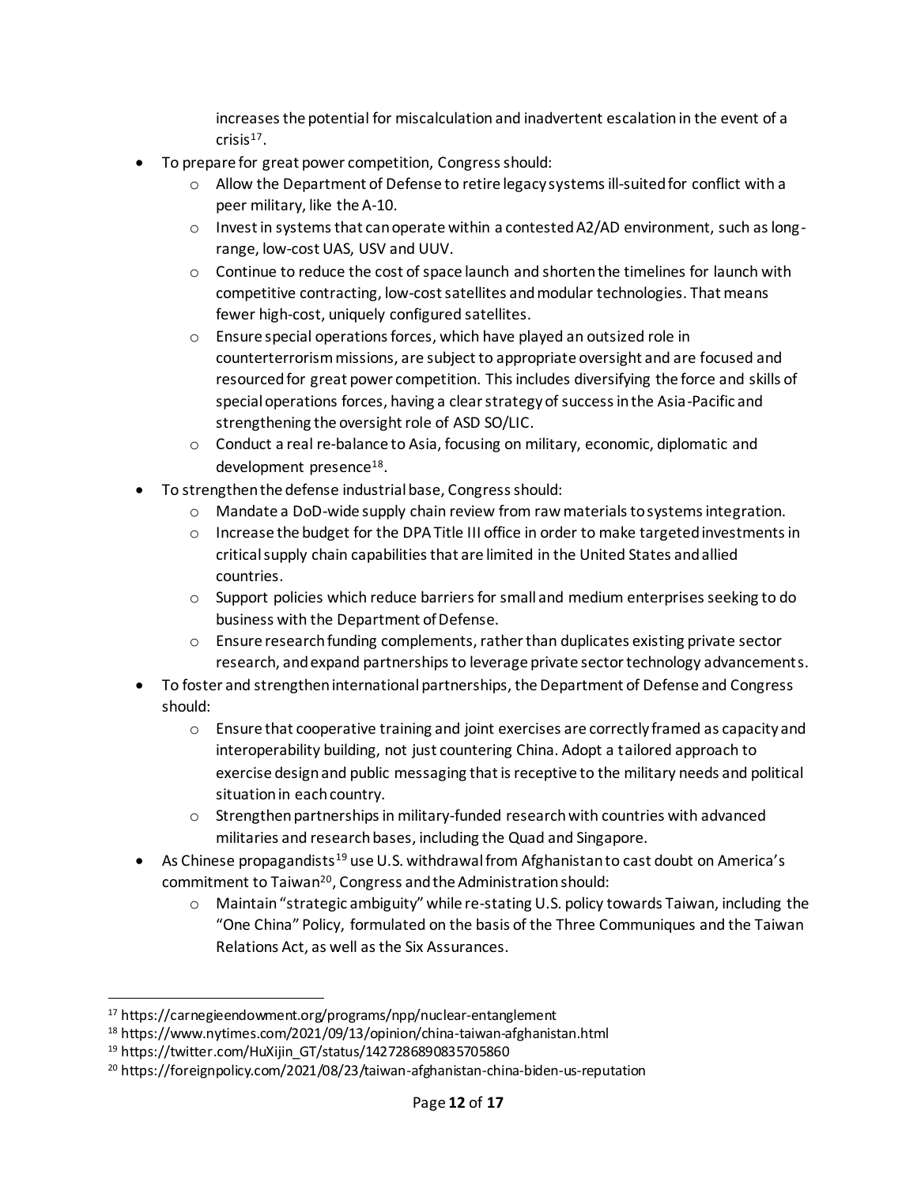increases the potential for miscalculation and inadvertent escalation in the event of a crisis[17].

- To prepare for great power competition, Congress should:
    - Allow the Department of Defense to retire legacy systems ill-suited for conflict with a peer military, like the A-10.
    - Invest in systems that can operate within a contested A2/AD environment, such as long-range, low-cost UAS, USV and UUV.
    - Continue to reduce the cost of space launch and shorten the timelines for launch with competitive contracting, low-cost satellites and modular technologies. That means fewer high-cost, uniquely configured satellites.
    - Ensure special operations forces, which have played an outsized role in counterterrorism missions, are subject to appropriate oversight and are focused and resourced for great power competition. This includes diversifying the force and skills of special operations forces, having a clear strategy of success in the Asia-Pacific and strengthening the oversight role of ASD SO/LIC.
    - Conduct a real re-balance to Asia, focusing on military, economic, diplomatic and development presence[18].
- To strengthen the defense industrial base, Congress should:
    - Mandate a DoD-wide supply chain review from raw materials to systems integration.
    - Increase the budget for the DPA Title III office in order to make targeted investments in critical supply chain capabilities that are limited in the United States and allied countries.
    - Support policies which reduce barriers for small and medium enterprises seeking to do business with the Department of Defense.
    - Ensure research funding complements, rather than duplicates existing private sector research, and expand partnerships to leverage private sector technology advancements.
- To foster and strengthen international partnerships, the Department of Defense and Congress should:
    - Ensure that cooperative training and joint exercises are correctly framed as capacity and interoperability building, not just countering China. Adopt a tailored approach to exercise design and public messaging that is receptive to the military needs and political situation in each country.
    - Strengthen partnerships in military-funded research with countries with advanced militaries and research bases, including the Quad and Singapore.
- As Chinese propagandists[19] use U.S. withdrawal from Afghanistan to cast doubt on America's commitment to Taiwan[20], Congress and the Administration should:
    - Maintain "strategic ambiguity" while re-stating U.S. policy towards Taiwan, including the "One China" Policy, formulated on the basis of the Three Communiques and the Taiwan Relations Act, as well as the Six Assurances.

---

[17] https://carnegieendowment.org/programs/npp/nuclear-entanglement

[18] https://www.nytimes.com/2021/09/13/opinion/china-taiwan-afghanistan.html

[19] https://twitter.com/HuXijin_GT/status/1427286890835705860

[20] https://foreignpolicy.com/2021/08/23/taiwan-afghanistan-china-biden-us-reputation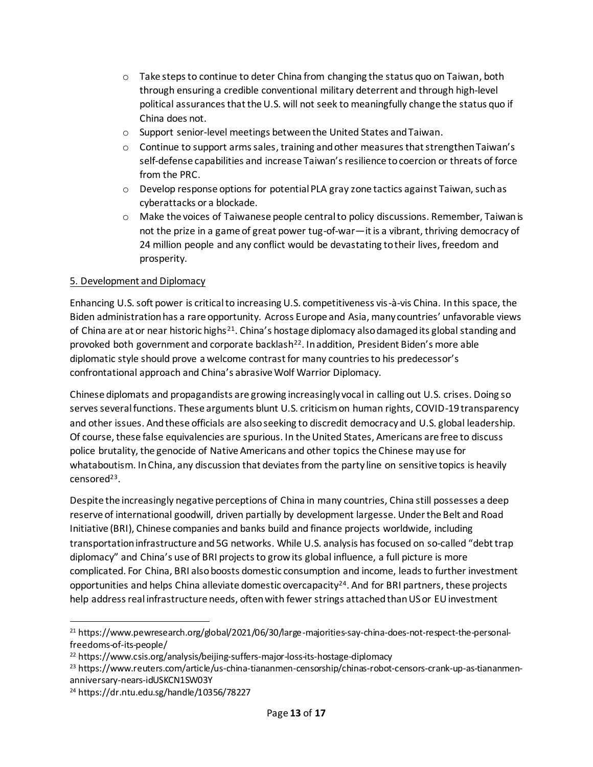- Take steps to continue to deter China from changing the status quo on Taiwan, both through ensuring a credible conventional military deterrent and through high-level political assurances that the U.S. will not seek to meaningfully change the status quo if China does not.
- Support senior-level meetings between the United States and Taiwan.
- Continue to support arms sales, training and other measures that strengthen Taiwan's self-defense capabilities and increase Taiwan's resilience to coercion or threats of force from the PRC.
- Develop response options for potential PLA gray zone tactics against Taiwan, such as cyberattacks or a blockade.
- Make the voices of Taiwanese people central to policy discussions. Remember, Taiwan is not the prize in a game of great power tug-of-war—it is a vibrant, thriving democracy of 24 million people and any conflict would be devastating to their lives, freedom and prosperity.

5. Development and Diplomacy

Enhancing U.S. soft power is critical to increasing U.S. competitiveness vis-à-vis China. In this space, the Biden administration has a rare opportunity. Across Europe and Asia, many countries' unfavorable views of China are at or near historic highs[21]. China's hostage diplomacy also damaged its global standing and provoked both government and corporate backlash[22]. In addition, President Biden's more able diplomatic style should prove a welcome contrast for many countries to his predecessor's confrontational approach and China's abrasive Wolf Warrior Diplomacy.

Chinese diplomats and propagandists are growing increasingly vocal in calling out U.S. crises. Doing so serves several functions. These arguments blunt U.S. criticism on human rights, COVID-19 transparency and other issues. And these officials are also seeking to discredit democracy and U.S. global leadership. Of course, these false equivalencies are spurious. In the United States, Americans are free to discuss police brutality, the genocide of Native Americans and other topics the Chinese may use for whataboutism. In China, any discussion that deviates from the party line on sensitive topics is heavily censored[23].

Despite the increasingly negative perceptions of China in many countries, China still possesses a deep reserve of international goodwill, driven partially by development largesse. Under the Belt and Road Initiative (BRI), Chinese companies and banks build and finance projects worldwide, including transportation infrastructure and 5G networks. While U.S. analysis has focused on so-called "debt trap diplomacy" and China's use of BRI projects to grow its global influence, a full picture is more complicated. For China, BRI also boosts domestic consumption and income, leads to further investment opportunities and helps China alleviate domestic overcapacity[24]. And for BRI partners, these projects help address real infrastructure needs, often with fewer strings attached than US or EU investment

---

[21] https://www.pewresearch.org/global/2021/06/30/large-majorities-say-china-does-not-respect-the-personal-freedoms-of-its-people/

[22] https://www.csis.org/analysis/beijing-suffers-major-loss-its-hostage-diplomacy

[23] https://www.reuters.com/article/us-china-tiananmen-censorship/chinas-robot-censors-crank-up-as-tiananmen-anniversary-nears-idUSKCN1SW03Y

[24] https://dr.ntu.edu.sg/handle/10356/78227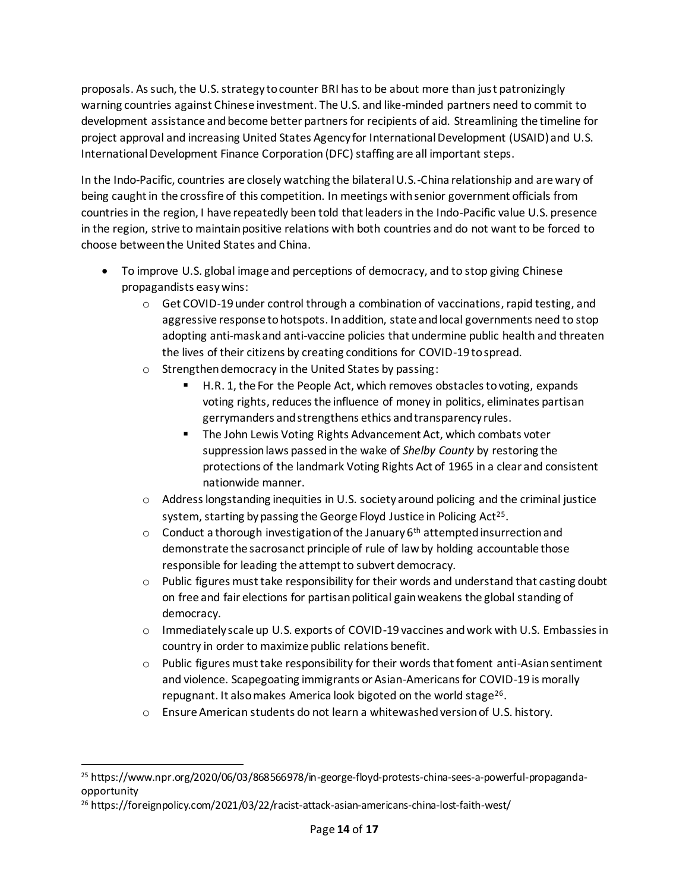proposals. As such, the U.S. strategy to counter BRI has to be about more than just patronizingly warning countries against Chinese investment. The U.S. and like-minded partners need to commit to development assistance and become better partners for recipients of aid. Streamlining the timeline for project approval and increasing United States Agency for International Development (USAID) and U.S. International Development Finance Corporation (DFC) staffing are all important steps.

In the Indo-Pacific, countries are closely watching the bilateral U.S.-China relationship and are wary of being caught in the crossfire of this competition. In meetings with senior government officials from countries in the region, I have repeatedly been told that leaders in the Indo-Pacific value U.S. presence in the region, strive to maintain positive relations with both countries and do not want to be forced to choose between the United States and China.

- To improve U.S. global image and perceptions of democracy, and to stop giving Chinese propagandists easy wins:
  - Get COVID-19 under control through a combination of vaccinations, rapid testing, and aggressive response to hotspots. In addition, state and local governments need to stop adopting anti-mask and anti-vaccine policies that undermine public health and threaten the lives of their citizens by creating conditions for COVID-19 to spread.
  - Strengthen democracy in the United States by passing:
    - H.R. 1, the For the People Act, which removes obstacles to voting, expands voting rights, reduces the influence of money in politics, eliminates partisan gerrymanders and strengthens ethics and transparency rules.
    - The John Lewis Voting Rights Advancement Act, which combats voter suppression laws passed in the wake of *Shelby County* by restoring the protections of the landmark Voting Rights Act of 1965 in a clear and consistent nationwide manner.
  - Address longstanding inequities in U.S. society around policing and the criminal justice system, starting by passing the George Floyd Justice in Policing Act[25].
  - Conduct a thorough investigation of the January 6th attempted insurrection and demonstrate the sacrosanct principle of rule of law by holding accountable those responsible for leading the attempt to subvert democracy.
  - Public figures must take responsibility for their words and understand that casting doubt on free and fair elections for partisan political gain weakens the global standing of democracy.
  - Immediately scale up U.S. exports of COVID-19 vaccines and work with U.S. Embassies in country in order to maximize public relations benefit.
  - Public figures must take responsibility for their words that foment anti-Asian sentiment and violence. Scapegoating immigrants or Asian-Americans for COVID-19 is morally repugnant. It also makes America look bigoted on the world stage[26].
  - Ensure American students do not learn a whitewashed version of U.S. history.

---

[25] https://www.npr.org/2020/06/03/868566978/in-george-floyd-protests-china-sees-a-powerful-propaganda-opportunity

[26] https://foreignpolicy.com/2021/03/22/racist-attack-asian-americans-china-lost-faith-west/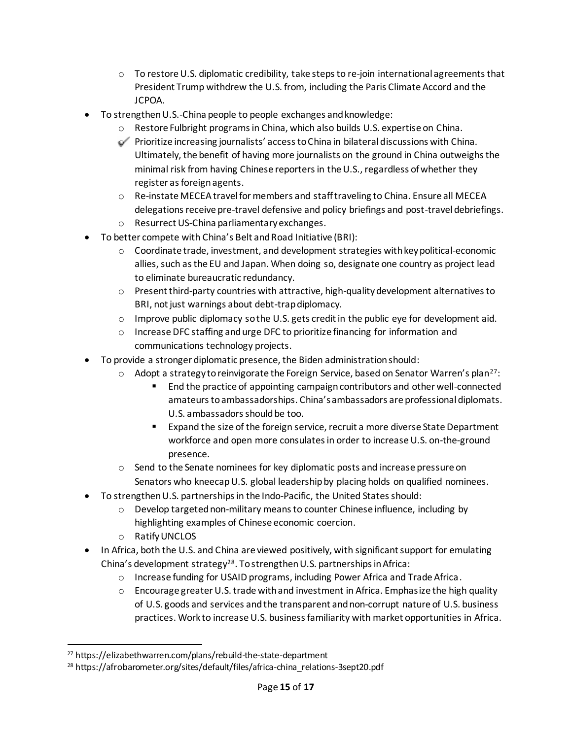- To restore U.S. diplomatic credibility, take steps to re-join international agreements that President Trump withdrew the U.S. from, including the Paris Climate Accord and the JCPOA.
- To strengthen U.S.-China people to people exchanges and knowledge:
  - Restore Fulbright programs in China, which also builds U.S. expertise on China.
  - Prioritize increasing journalists' access to China in bilateral discussions with China. Ultimately, the benefit of having more journalists on the ground in China outweighs the minimal risk from having Chinese reporters in the U.S., regardless of whether they register as foreign agents.
  - Re-instate MECEA travel for members and staff traveling to China. Ensure all MECEA delegations receive pre-travel defensive and policy briefings and post-travel debriefings.
  - Resurrect US-China parliamentary exchanges.
- To better compete with China's Belt and Road Initiative (BRI):
  - Coordinate trade, investment, and development strategies with key political-economic allies, such as the EU and Japan. When doing so, designate one country as project lead to eliminate bureaucratic redundancy.
  - Present third-party countries with attractive, high-quality development alternatives to BRI, not just warnings about debt-trap diplomacy.
  - Improve public diplomacy so the U.S. gets credit in the public eye for development aid.
  - Increase DFC staffing and urge DFC to prioritize financing for information and communications technology projects.
- To provide a stronger diplomatic presence, the Biden administration should:
  - Adopt a strategy to reinvigorate the Foreign Service, based on Senator Warren's plan[27]:
    - End the practice of appointing campaign contributors and other well-connected amateurs to ambassadorships. China's ambassadors are professional diplomats. U.S. ambassadors should be too.
    - Expand the size of the foreign service, recruit a more diverse State Department workforce and open more consulates in order to increase U.S. on-the-ground presence.
  - Send to the Senate nominees for key diplomatic posts and increase pressure on Senators who kneecap U.S. global leadership by placing holds on qualified nominees.
- To strengthen U.S. partnerships in the Indo-Pacific, the United States should:
  - Develop targeted non-military means to counter Chinese influence, including by highlighting examples of Chinese economic coercion.
  - Ratify UNCLOS
- In Africa, both the U.S. and China are viewed positively, with significant support for emulating China's development strategy[28]. To strengthen U.S. partnerships in Africa:
  - Increase funding for USAID programs, including Power Africa and Trade Africa.
  - Encourage greater U.S. trade with and investment in Africa. Emphasize the high quality of U.S. goods and services and the transparent and non-corrupt nature of U.S. business practices. Work to increase U.S. business familiarity with market opportunities in Africa.

---

[27] https://elizabethwarren.com/plans/rebuild-the-state-department

[28] https://afrobarometer.org/sites/default/files/africa-china_relations-3sept20.pdf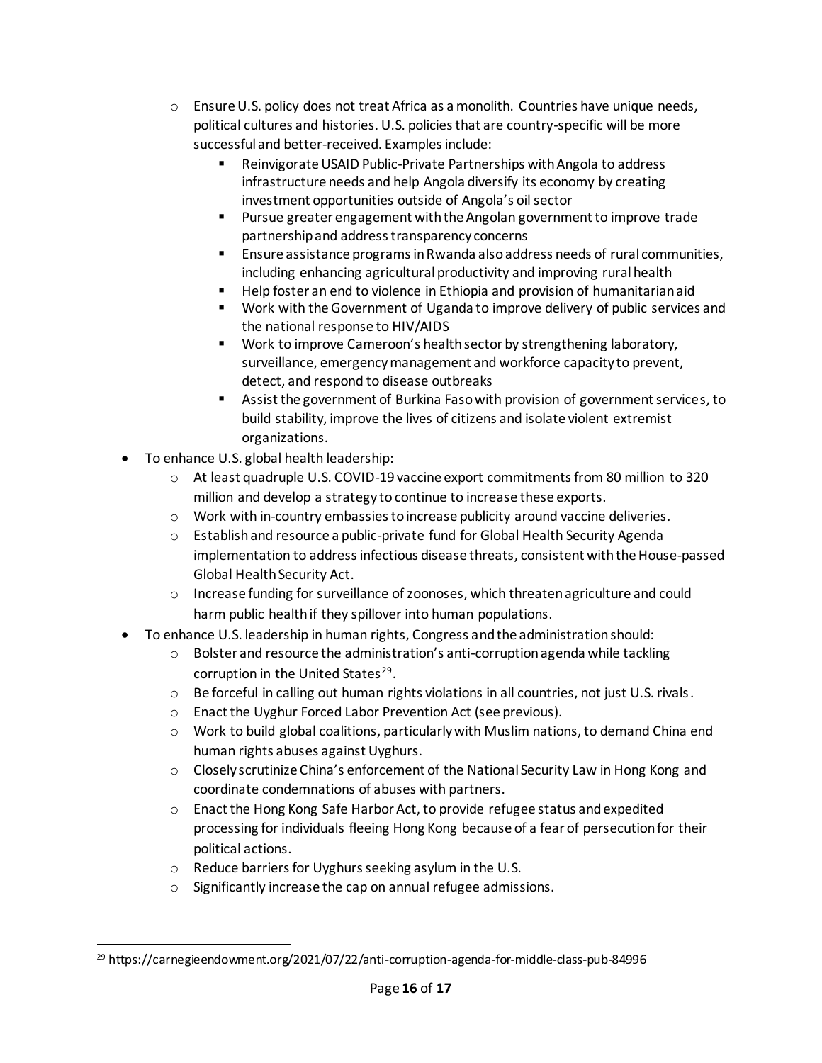- Ensure U.S. policy does not treat Africa as a monolith. Countries have unique needs, political cultures and histories. U.S. policies that are country-specific will be more successful and better-received. Examples include:
  - Reinvigorate USAID Public-Private Partnerships with Angola to address infrastructure needs and help Angola diversify its economy by creating investment opportunities outside of Angola's oil sector
  - Pursue greater engagement with the Angolan government to improve trade partnership and address transparency concerns
  - Ensure assistance programs in Rwanda also address needs of rural communities, including enhancing agricultural productivity and improving rural health
  - Help foster an end to violence in Ethiopia and provision of humanitarian aid
  - Work with the Government of Uganda to improve delivery of public services and the national response to HIV/AIDS
  - Work to improve Cameroon's health sector by strengthening laboratory, surveillance, emergency management and workforce capacity to prevent, detect, and respond to disease outbreaks
  - Assist the government of Burkina Faso with provision of government services, to build stability, improve the lives of citizens and isolate violent extremist organizations.

- To enhance U.S. global health leadership:
  - At least quadruple U.S. COVID-19 vaccine export commitments from 80 million to 320 million and develop a strategy to continue to increase these exports.
  - Work with in-country embassies to increase publicity around vaccine deliveries.
  - Establish and resource a public-private fund for Global Health Security Agenda implementation to address infectious disease threats, consistent with the House-passed Global Health Security Act.
  - Increase funding for surveillance of zoonoses, which threaten agriculture and could harm public health if they spillover into human populations.
- To enhance U.S. leadership in human rights, Congress and the administration should:
  - Bolster and resource the administration's anti-corruption agenda while tackling corruption in the United States[29].
  - Be forceful in calling out human rights violations in all countries, not just U.S. rivals.
  - Enact the Uyghur Forced Labor Prevention Act (see previous).
  - Work to build global coalitions, particularly with Muslim nations, to demand China end human rights abuses against Uyghurs.
  - Closely scrutinize China's enforcement of the National Security Law in Hong Kong and coordinate condemnations of abuses with partners.
  - Enact the Hong Kong Safe Harbor Act, to provide refugee status and expedited processing for individuals fleeing Hong Kong because of a fear of persecution for their political actions.
  - Reduce barriers for Uyghurs seeking asylum in the U.S.
  - Significantly increase the cap on annual refugee admissions.

---

[29] https://carnegieendowment.org/2021/07/22/anti-corruption-agenda-for-middle-class-pub-84996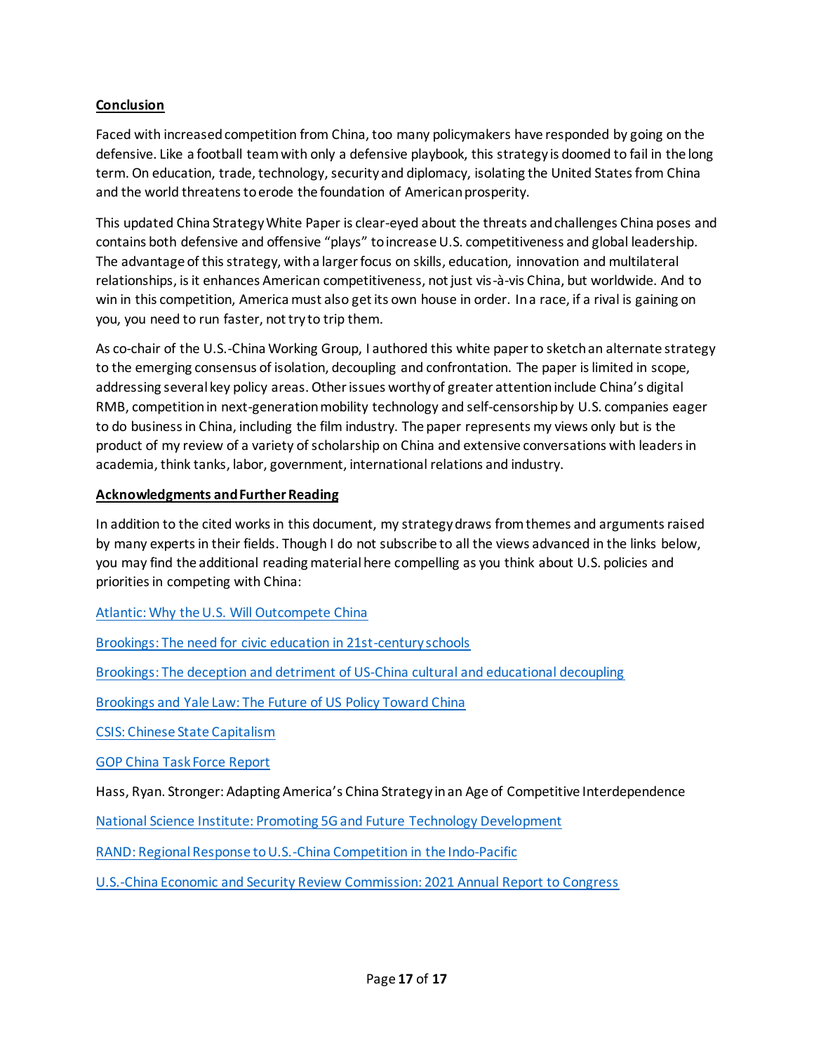## Conclusion

Faced with increased competition from China, too many policymakers have responded by going on the defensive. Like a football team with only a defensive playbook, this strategy is doomed to fail in the long term. On education, trade, technology, security and diplomacy, isolating the United States from China and the world threatens to erode the foundation of American prosperity.

This updated China Strategy White Paper is clear-eyed about the threats and challenges China poses and contains both defensive and offensive "plays" to increase U.S. competitiveness and global leadership. The advantage of this strategy, with a larger focus on skills, education, innovation and multilateral relationships, is it enhances American competitiveness, not just vis-à-vis China, but worldwide. And to win in this competition, America must also get its own house in order. In a race, if a rival is gaining on you, you need to run faster, not try to trip them.

As co-chair of the U.S.-China Working Group, I authored this white paper to sketch an alternate strategy to the emerging consensus of isolation, decoupling and confrontation. The paper is limited in scope, addressing several key policy areas. Other issues worthy of greater attention include China's digital RMB, competition in next-generation mobility technology and self-censorship by U.S. companies eager to do business in China, including the film industry. The paper represents my views only but is the product of my review of a variety of scholarship on China and extensive conversations with leaders in academia, think tanks, labor, government, international relations and industry.

## Acknowledgments and Further Reading

In addition to the cited works in this document, my strategy draws from themes and arguments raised by many experts in their fields. Though I do not subscribe to all the views advanced in the links below, you may find the additional reading material here compelling as you think about U.S. policies and priorities in competing with China:

Atlantic: Why the U.S. Will Outcompete China

Brookings: The need for civic education in 21st-century schools

Brookings: The deception and detriment of US-China cultural and educational decoupling

Brookings and Yale Law: The Future of US Policy Toward China

CSIS: Chinese State Capitalism

GOP China Task Force Report

Hass, Ryan. Stronger: Adapting America's China Strategy in an Age of Competitive Interdependence

National Science Institute: Promoting 5G and Future Technology Development

RAND: Regional Response to U.S.-China Competition in the Indo-Pacific

U.S.-China Economic and Security Review Commission: 2021 Annual Report to Congress